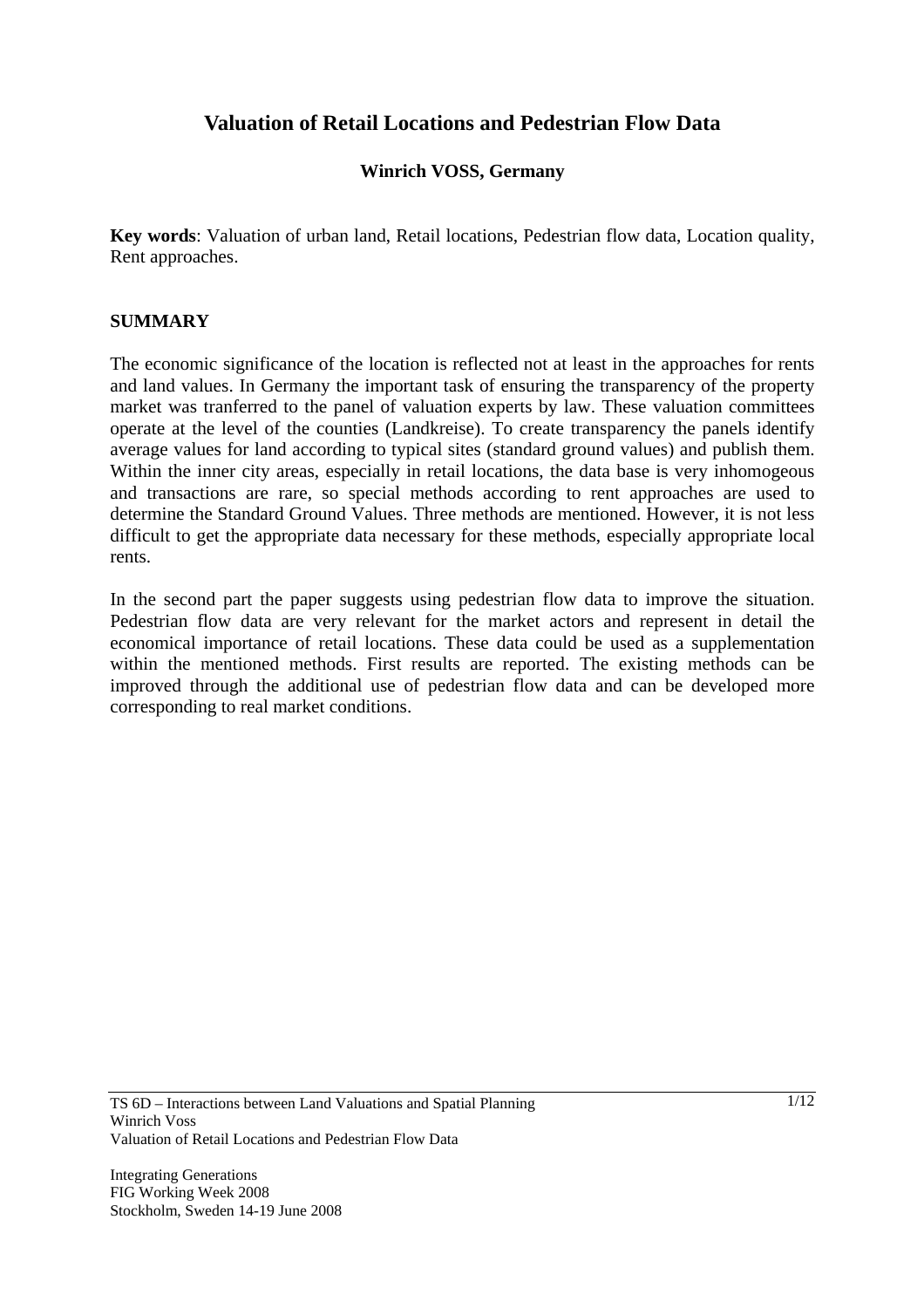# Valuation of Retail Locations and Pedestrian Flow Data

**Winrich VOSS, Germany**

**Key words**: Valuation of urban land, Retail locations, Pedestrian flow data, Location quality, Rent approaches.

## SUMMARY

The economic significance of the location is reflected not at least in the approaches for rents and land values. In Germany the important task of ensuring the transparency of the property market was tranferred to the panel of valuation experts by law. These valuation committees operate at the level of the counties (Landkreise). To create transparency the panels identify average values for land according to typical sites (standard ground values) and publish them. Within the inner city areas, especially in retail locations, the data base is very inhomogeous and transactions are rare, so special methods according to rent approaches are used to determine the Standard Ground Values. Three methods are mentioned. However, it is not less difficult to get the appropriate data necessary for these methods, especially appropriate local rents.

In the second part the paper suggests using pedestrian flow data to improve the situation. Pedestrian flow data are very relevant for the market actors and represent in detail the economical importance of retail locations. These data could be used as a supplementation within the mentioned methods. First results are reported. The existing methods can be improved through the additional use of pedestrian flow data and can be developed more corresponding to real market conditions.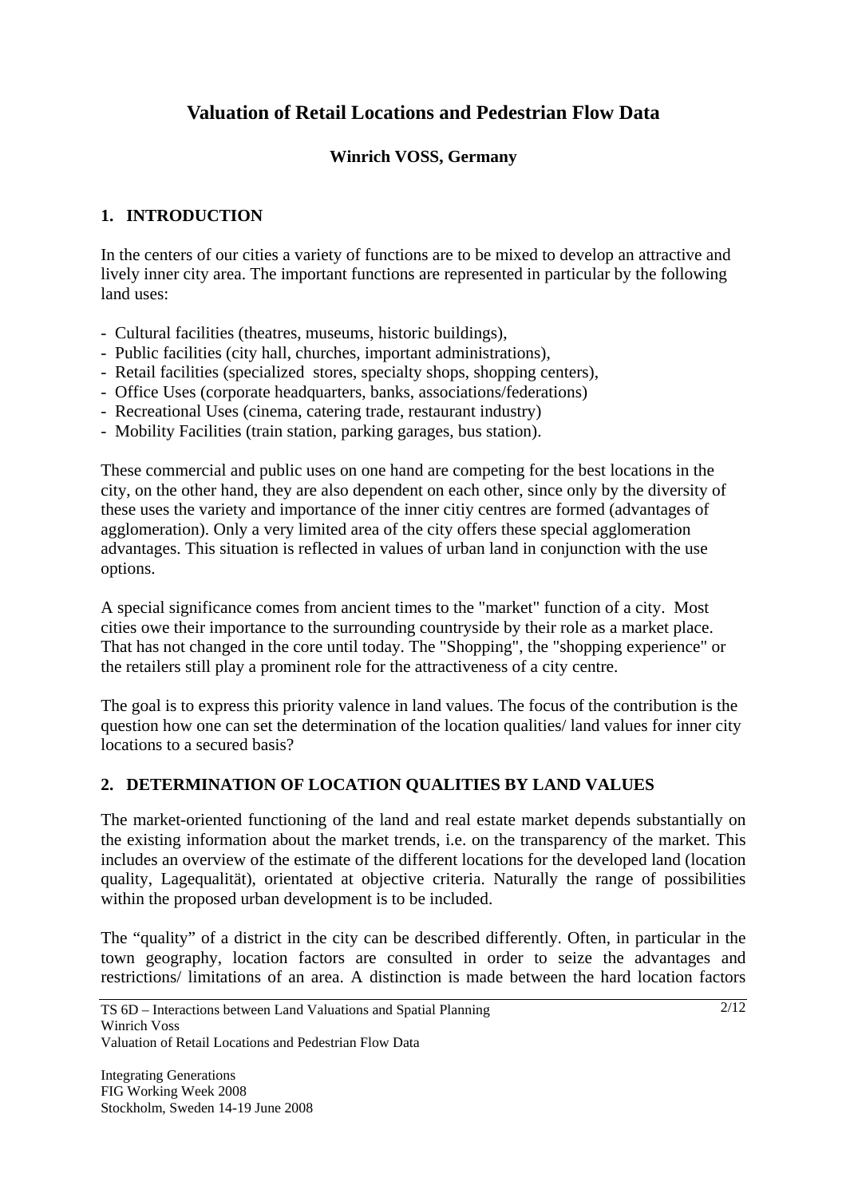# Valuation of Retail Locations and Pedestrian Flow Data

**Winrich VOSS, Germany**

## 1. INTRODUCTION

In the centers of our cities a variety of functions are to be mixed to develop an attractive and lively inner city area. The important functions are represented in particular by the following land uses:

- Cultural facilities (theatres, museums, historic buildings),
- Public facilities (city hall, churches, important administrations),
- Retail facilities (specialized stores, specialty shops, shopping centers),
- Office Uses (corporate headquarters, banks, associations/federations)
- Recreational Uses (cinema, catering trade, restaurant industry)
- Mobility Facilities (train station, parking garages, bus station).

These commercial and public uses on one hand are competing for the best locations in the city, on the other hand, they are also dependent on each other, since only by the diversity of these uses the variety and importance of the inner citiy centres are formed (advantages of agglomeration). Only a very limited area of the city offers these special agglomeration advantages. This situation is reflected in values of urban land in conjunction with the use options.

A special significance comes from ancient times to the "market" function of a city. Most cities owe their importance to the surrounding countryside by their role as a market place. That has not changed in the core until today. The "Shopping", the "shopping experience" or the retailers still play a prominent role for the attractiveness of a city centre.

The goal is to express this priority valence in land values. The focus of the contribution is the question how one can set the determination of the location qualities/ land values for inner city locations to a secured basis?

## 2. DETERMINATION OF LOCATION QUALITIES BY LAND VALUES

The market-oriented functioning of the land and real estate market depends substantially on the existing information about the market trends, i.e. on the transparency of the market. This includes an overview of the estimate of the different locations for the developed land (location quality, Lagequalität), orientated at objective criteria. Naturally the range of possibilities within the proposed urban development is to be included.

The "quality" of a district in the city can be described differently. Often, in particular in the town geography, location factors are consulted in order to seize the advantages and restrictions/ limitations of an area. A distinction is made between the hard location factors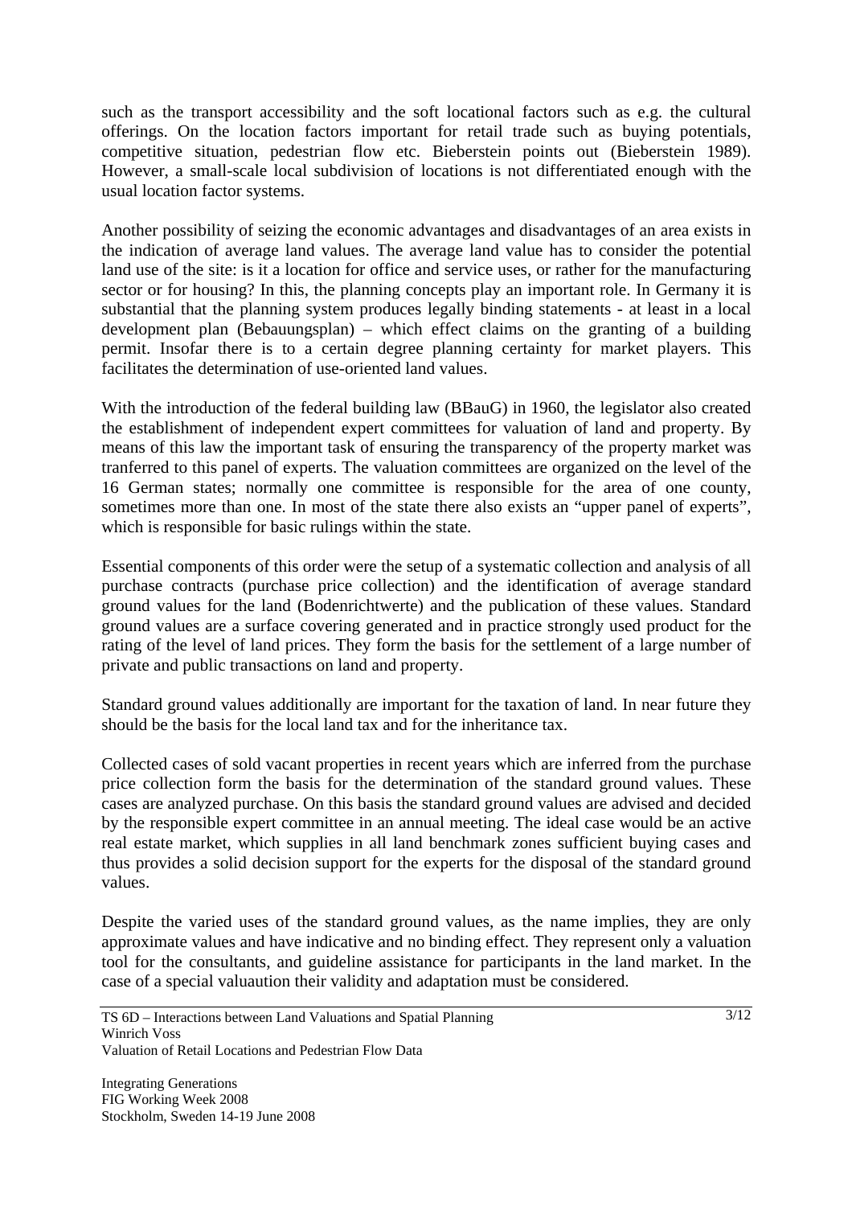such as the transport accessibility and the soft locational factors such as e.g. the cultural offerings. On the location factors important for retail trade such as buying potentials, competitive situation, pedestrian flow etc. Bieberstein points out (Bieberstein 1989). However, a small-scale local subdivision of locations is not differentiated enough with the usual location factor systems.

Another possibility of seizing the economic advantages and disadvantages of an area exists in the indication of average land values. The average land value has to consider the potential land use of the site: is it a location for office and service uses, or rather for the manufacturing sector or for housing? In this, the planning concepts play an important role. In Germany it is substantial that the planning system produces legally binding statements - at least in a local development plan (Bebauungsplan) – which effect claims on the granting of a building permit. Insofar there is to a certain degree planning certainty for market players. This facilitates the determination of use-oriented land values.

With the introduction of the federal building law (BBauG) in 1960, the legislator also created the establishment of independent expert committees for valuation of land and property. By means of this law the important task of ensuring the transparency of the property market was tranferred to this panel of experts. The valuation committees are organized on the level of the 16 German states; normally one committee is responsible for the area of one county, sometimes more than one. In most of the state there also exists an "upper panel of experts", which is responsible for basic rulings within the state.

Essential components of this order were the setup of a systematic collection and analysis of all purchase contracts (purchase price collection) and the identification of average standard ground values for the land (Bodenrichtwerte) and the publication of these values. Standard ground values are a surface covering generated and in practice strongly used product for the rating of the level of land prices. They form the basis for the settlement of a large number of private and public transactions on land and property.

Standard ground values additionally are important for the taxation of land. In near future they should be the basis for the local land tax and for the inheritance tax.

Collected cases of sold vacant properties in recent years which are inferred from the purchase price collection form the basis for the determination of the standard ground values. These cases are analyzed purchase. On this basis the standard ground values are advised and decided by the responsible expert committee in an annual meeting. The ideal case would be an active real estate market, which supplies in all land benchmark zones sufficient buying cases and thus provides a solid decision support for the experts for the disposal of the standard ground values.

Despite the varied uses of the standard ground values, as the name implies, they are only approximate values and have indicative and no binding effect. They represent only a valuation tool for the consultants, and guideline assistance for participants in the land market. In the case of a special valuaution their validity and adaptation must be considered.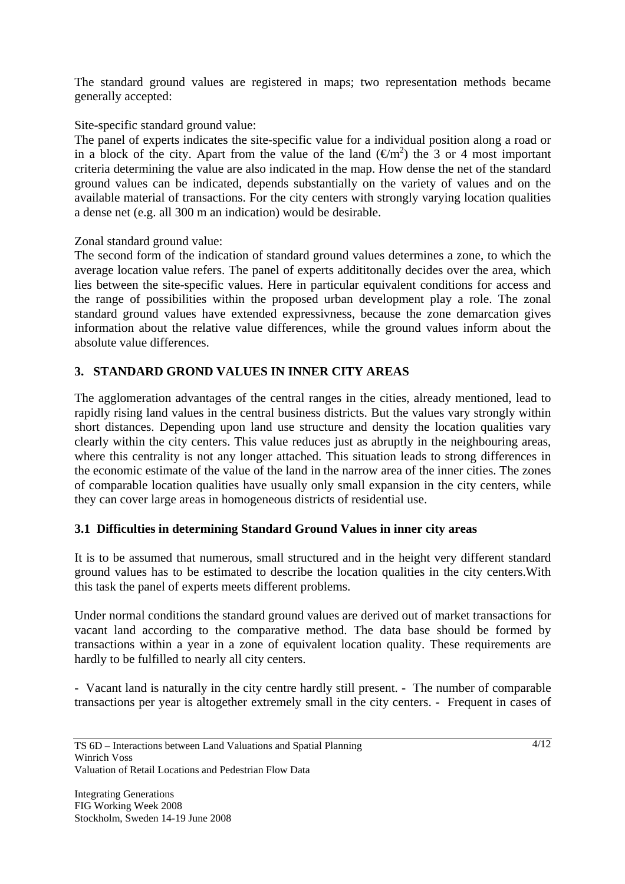The standard ground values are registered in maps; two representation methods became generally accepted:

Site-specific standard ground value:

The panel of experts indicates the site-specific value for a individual position along a road or in a block of the city. Apart from the value of the land (€/m$^2$) the 3 or 4 most important criteria determining the value are also indicated in the map. How dense the net of the standard ground values can be indicated, depends substantially on the variety of values and on the available material of transactions. For the city centers with strongly varying location qualities a dense net (e.g. all 300 m an indication) would be desirable.

Zonal standard ground value:

The second form of the indication of standard ground values determines a zone, to which the average location value refers. The panel of experts addititonally decides over the area, which lies between the site-specific values. Here in particular equivalent conditions for access and the range of possibilities within the proposed urban development play a role. The zonal standard ground values have extended expressivness, because the zone demarcation gives information about the relative value differences, while the ground values inform about the absolute value differences.

## 3. STANDARD GROND VALUES IN INNER CITY AREAS

The agglomeration advantages of the central ranges in the cities, already mentioned, lead to rapidly rising land values in the central business districts. But the values vary strongly within short distances. Depending upon land use structure and density the location qualities vary clearly within the city centers. This value reduces just as abruptly in the neighbouring areas, where this centrality is not any longer attached. This situation leads to strong differences in the economic estimate of the value of the land in the narrow area of the inner cities. The zones of comparable location qualities have usually only small expansion in the city centers, while they can cover large areas in homogeneous districts of residential use.

### 3.1 Difficulties in determining Standard Ground Values in inner city areas

It is to be assumed that numerous, small structured and in the height very different standard ground values has to be estimated to describe the location qualities in the city centers.With this task the panel of experts meets different problems.

Under normal conditions the standard ground values are derived out of market transactions for vacant land according to the comparative method. The data base should be formed by transactions within a year in a zone of equivalent location quality. These requirements are hardly to be fulfilled to nearly all city centers.

- Vacant land is naturally in the city centre hardly still present. - The number of comparable transactions per year is altogether extremely small in the city centers. - Frequent in cases of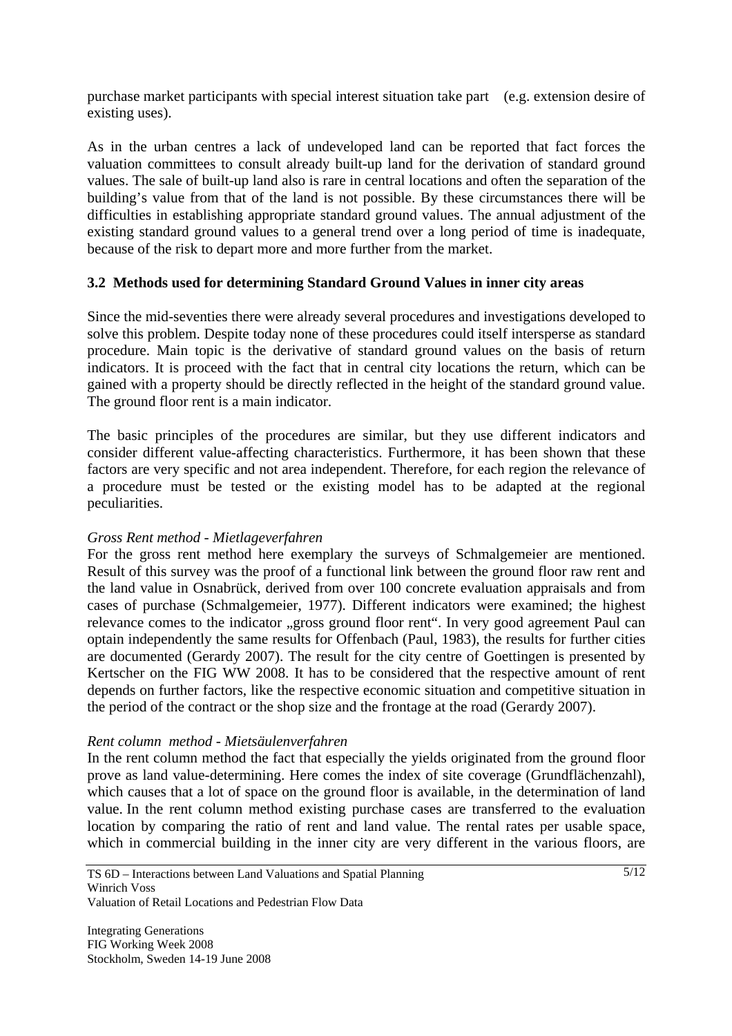purchase market participants with special interest situation take part (e.g. extension desire of existing uses).

As in the urban centres a lack of undeveloped land can be reported that fact forces the valuation committees to consult already built-up land for the derivation of standard ground values. The sale of built-up land also is rare in central locations and often the separation of the building's value from that of the land is not possible. By these circumstances there will be difficulties in establishing appropriate standard ground values. The annual adjustment of the existing standard ground values to a general trend over a long period of time is inadequate, because of the risk to depart more and more further from the market.

### 3.2 Methods used for determining Standard Ground Values in inner city areas

Since the mid-seventies there were already several procedures and investigations developed to solve this problem. Despite today none of these procedures could itself intersperse as standard procedure. Main topic is the derivative of standard ground values on the basis of return indicators. It is proceed with the fact that in central city locations the return, which can be gained with a property should be directly reflected in the height of the standard ground value. The ground floor rent is a main indicator.

The basic principles of the procedures are similar, but they use different indicators and consider different value-affecting characteristics. Furthermore, it has been shown that these factors are very specific and not area independent. Therefore, for each region the relevance of a procedure must be tested or the existing model has to be adapted at the regional peculiarities.

*Gross Rent method - Mietlageverfahren*

For the gross rent method here exemplary the surveys of Schmalgemeier are mentioned. Result of this survey was the proof of a functional link between the ground floor raw rent and the land value in Osnabrück, derived from over 100 concrete evaluation appraisals and from cases of purchase (Schmalgemeier, 1977). Different indicators were examined; the highest relevance comes to the indicator „gross ground floor rent“. In very good agreement Paul can optain independently the same results for Offenbach (Paul, 1983), the results for further cities are documented (Gerardy 2007). The result for the city centre of Goettingen is presented by Kertscher on the FIG WW 2008. It has to be considered that the respective amount of rent depends on further factors, like the respective economic situation and competitive situation in the period of the contract or the shop size and the frontage at the road (Gerardy 2007).

*Rent column method - Mietsäulenverfahren*

In the rent column method the fact that especially the yields originated from the ground floor prove as land value-determining. Here comes the index of site coverage (Grundflächenzahl), which causes that a lot of space on the ground floor is available, in the determination of land value. In the rent column method existing purchase cases are transferred to the evaluation location by comparing the ratio of rent and land value. The rental rates per usable space, which in commercial building in the inner city are very different in the various floors, are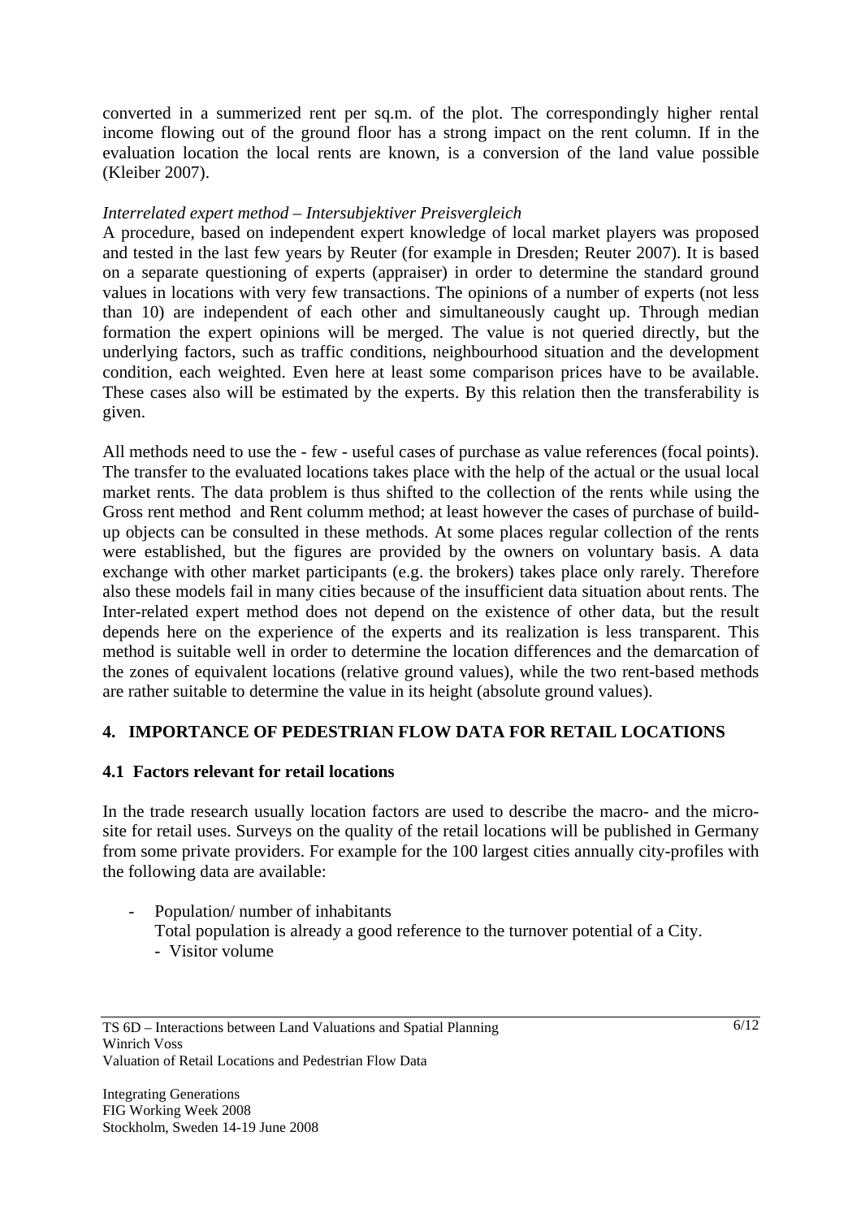converted in a summerized rent per sq.m. of the plot. The correspondingly higher rental income flowing out of the ground floor has a strong impact on the rent column. If in the evaluation location the local rents are known, is a conversion of the land value possible (Kleiber 2007).

*Interrelated expert method – Intersubjektiver Preisvergleich*

A procedure, based on independent expert knowledge of local market players was proposed and tested in the last few years by Reuter (for example in Dresden; Reuter 2007). It is based on a separate questioning of experts (appraiser) in order to determine the standard ground values in locations with very few transactions. The opinions of a number of experts (not less than 10) are independent of each other and simultaneously caught up. Through median formation the expert opinions will be merged. The value is not queried directly, but the underlying factors, such as traffic conditions, neighbourhood situation and the development condition, each weighted. Even here at least some comparison prices have to be available. These cases also will be estimated by the experts. By this relation then the transferability is given.

All methods need to use the - few - useful cases of purchase as value references (focal points). The transfer to the evaluated locations takes place with the help of the actual or the usual local market rents. The data problem is thus shifted to the collection of the rents while using the Gross rent method and Rent columm method; at least however the cases of purchase of build-up objects can be consulted in these methods. At some places regular collection of the rents were established, but the figures are provided by the owners on voluntary basis. A data exchange with other market participants (e.g. the brokers) takes place only rarely. Therefore also these models fail in many cities because of the insufficient data situation about rents. The Inter-related expert method does not depend on the existence of other data, but the result depends here on the experience of the experts and its realization is less transparent. This method is suitable well in order to determine the location differences and the demarcation of the zones of equivalent locations (relative ground values), while the two rent-based methods are rather suitable to determine the value in its height (absolute ground values).

## 4. IMPORTANCE OF PEDESTRIAN FLOW DATA FOR RETAIL LOCATIONS

### 4.1 Factors relevant for retail locations

In the trade research usually location factors are used to describe the macro- and the micro-site for retail uses. Surveys on the quality of the retail locations will be published in Germany from some private providers. For example for the 100 largest cities annually city-profiles with the following data are available:

- Population/ number of inhabitants
  Total population is already a good reference to the turnover potential of a City.
  - Visitor volume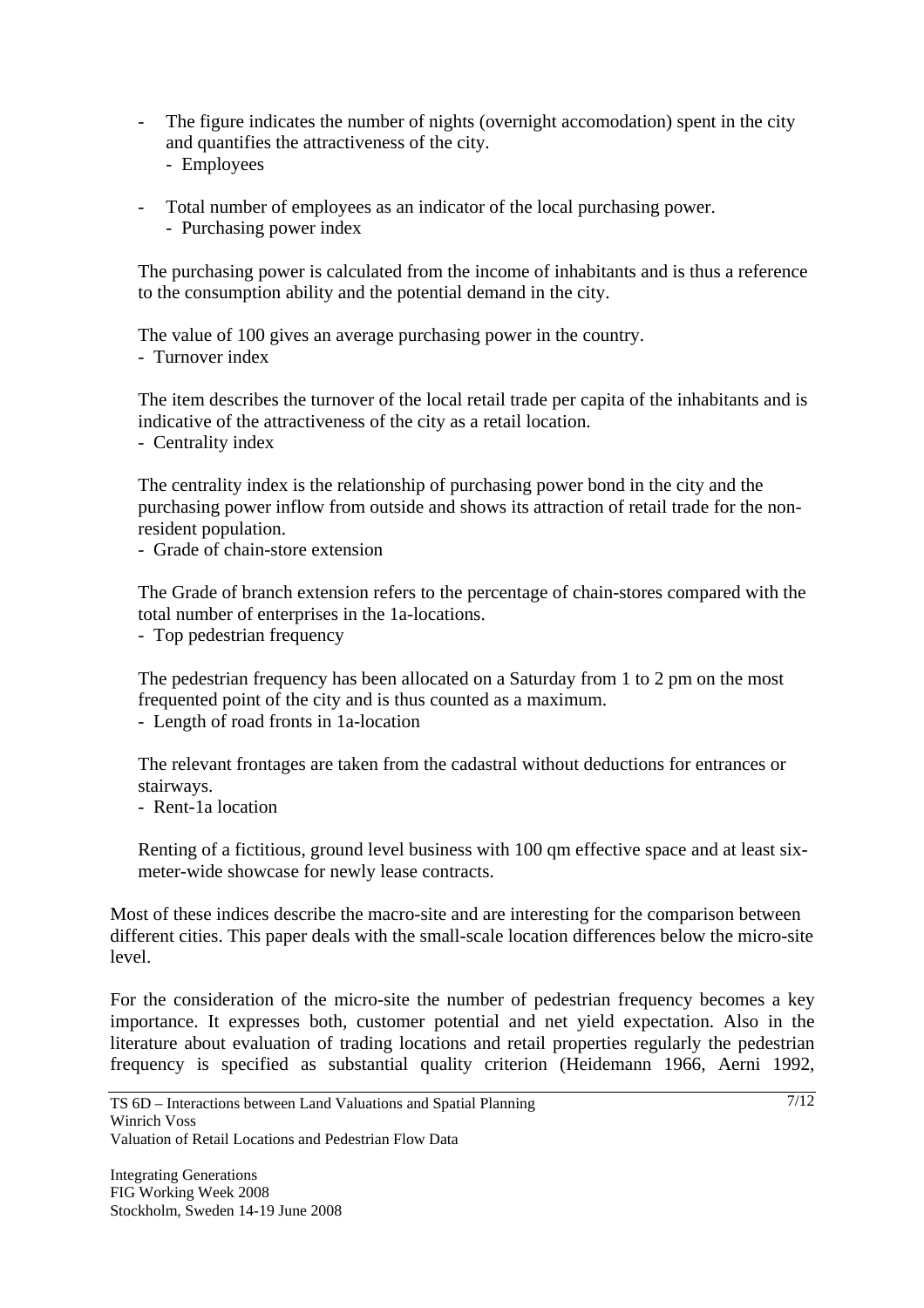- The figure indicates the number of nights (overnight accomodation) spent in the city and quantifies the attractiveness of the city.
  - Employees

- Total number of employees as an indicator of the local purchasing power.
  - Purchasing power index

The purchasing power is calculated from the income of inhabitants and is thus a reference to the consumption ability and the potential demand in the city.

The value of 100 gives an average purchasing power in the country.
- Turnover index

The item describes the turnover of the local retail trade per capita of the inhabitants and is indicative of the attractiveness of the city as a retail location.
- Centrality index

The centrality index is the relationship of purchasing power bond in the city and the purchasing power inflow from outside and shows its attraction of retail trade for the non-resident population.
- Grade of chain-store extension

The Grade of branch extension refers to the percentage of chain-stores compared with the total number of enterprises in the 1a-locations.
- Top pedestrian frequency

The pedestrian frequency has been allocated on a Saturday from 1 to 2 pm on the most frequented point of the city and is thus counted as a maximum.
- Length of road fronts in 1a-location

The relevant frontages are taken from the cadastral without deductions for entrances or stairways.
- Rent-1a location

Renting of a fictitious, ground level business with 100 qm effective space and at least six-meter-wide showcase for newly lease contracts.

Most of these indices describe the macro-site and are interesting for the comparison between different cities. This paper deals with the small-scale location differences below the micro-site level.

For the consideration of the micro-site the number of pedestrian frequency becomes a key importance. It expresses both, customer potential and net yield expectation. Also in the literature about evaluation of trading locations and retail properties regularly the pedestrian frequency is specified as substantial quality criterion (Heidemann 1966, Aerni 1992,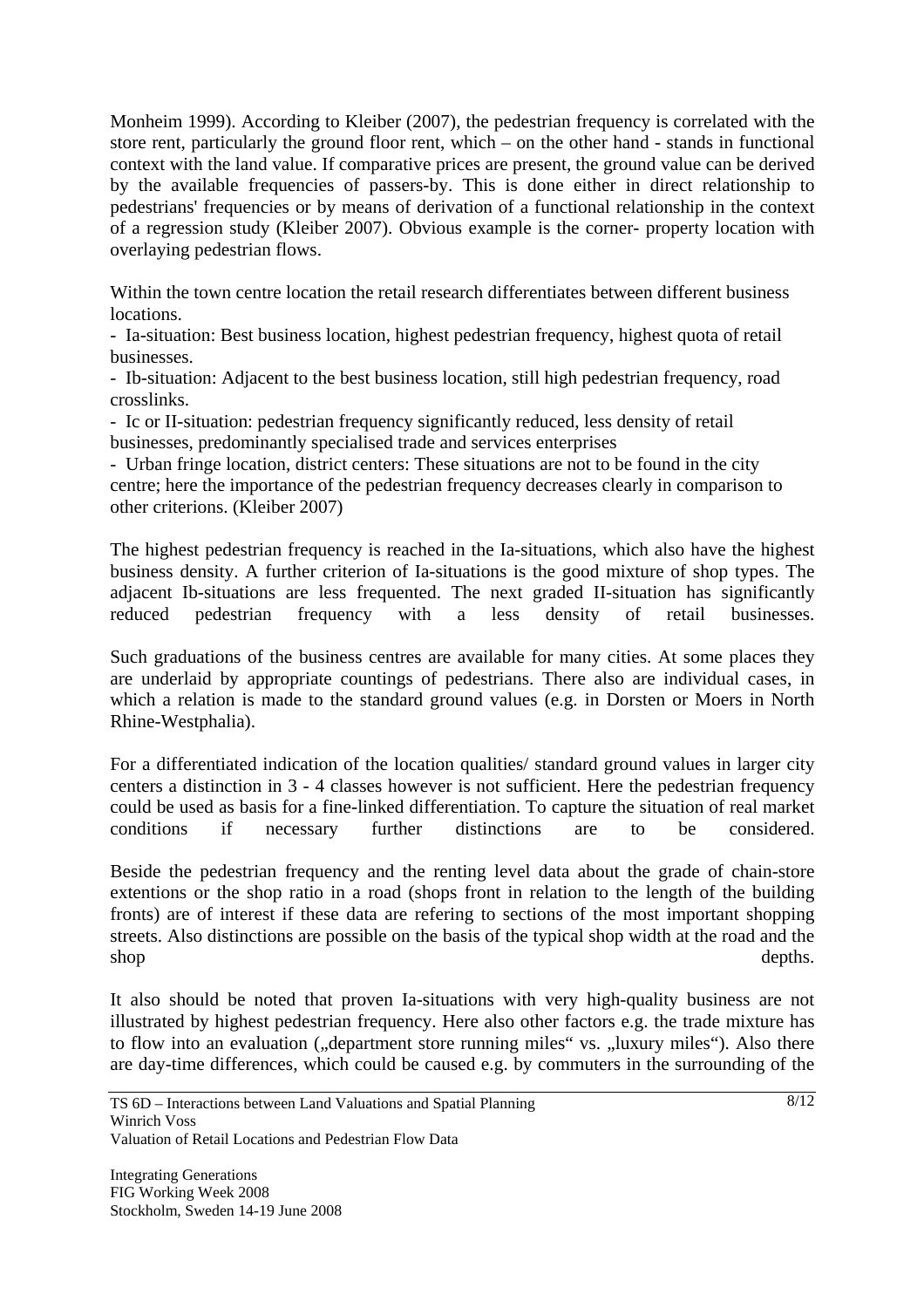Monheim 1999). According to Kleiber (2007), the pedestrian frequency is correlated with the store rent, particularly the ground floor rent, which – on the other hand - stands in functional context with the land value. If comparative prices are present, the ground value can be derived by the available frequencies of passers-by. This is done either in direct relationship to pedestrians' frequencies or by means of derivation of a functional relationship in the context of a regression study (Kleiber 2007). Obvious example is the corner- property location with overlaying pedestrian flows.

Within the town centre location the retail research differentiates between different business locations.

- Ia-situation: Best business location, highest pedestrian frequency, highest quota of retail businesses.
- Ib-situation: Adjacent to the best business location, still high pedestrian frequency, road crosslinks.
- Ic or II-situation: pedestrian frequency significantly reduced, less density of retail businesses, predominantly specialised trade and services enterprises
- Urban fringe location, district centers: These situations are not to be found in the city centre; here the importance of the pedestrian frequency decreases clearly in comparison to other criterions. (Kleiber 2007)

The highest pedestrian frequency is reached in the Ia-situations, which also have the highest business density. A further criterion of Ia-situations is the good mixture of shop types. The adjacent Ib-situations are less frequented. The next graded II-situation has significantly reduced pedestrian frequency with a less density of retail businesses.

Such graduations of the business centres are available for many cities. At some places they are underlaid by appropriate countings of pedestrians. There also are individual cases, in which a relation is made to the standard ground values (e.g. in Dorsten or Moers in North Rhine-Westphalia).

For a differentiated indication of the location qualities/ standard ground values in larger city centers a distinction in 3 - 4 classes however is not sufficient. Here the pedestrian frequency could be used as basis for a fine-linked differentiation. To capture the situation of real market conditions if necessary further distinctions are to be considered.

Beside the pedestrian frequency and the renting level data about the grade of chain-store extentions or the shop ratio in a road (shops front in relation to the length of the building fronts) are of interest if these data are refering to sections of the most important shopping streets. Also distinctions are possible on the basis of the typical shop width at the road and the shop depths.

It also should be noted that proven Ia-situations with very high-quality business are not illustrated by highest pedestrian frequency. Here also other factors e.g. the trade mixture has to flow into an evaluation („department store running miles" vs. „luxury miles"). Also there are day-time differences, which could be caused e.g. by commuters in the surrounding of the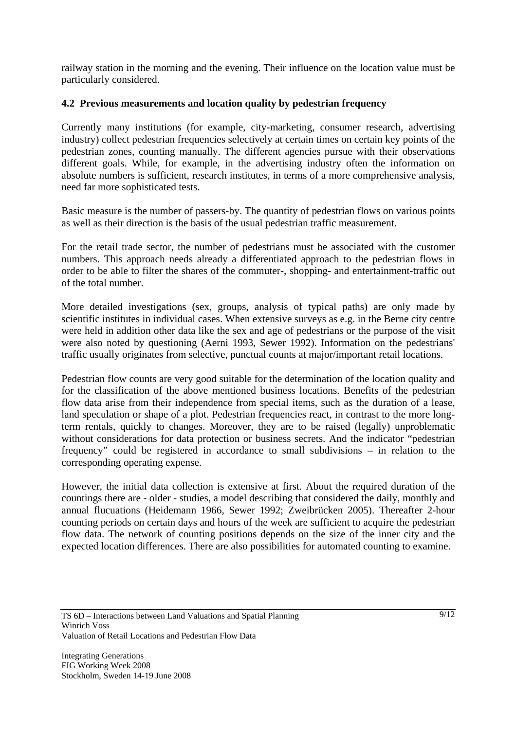railway station in the morning and the evening. Their influence on the location value must be particularly considered.

### 4.2 Previous measurements and location quality by pedestrian frequency

Currently many institutions (for example, city-marketing, consumer research, advertising industry) collect pedestrian frequencies selectively at certain times on certain key points of the pedestrian zones, counting manually. The different agencies pursue with their observations different goals. While, for example, in the advertising industry often the information on absolute numbers is sufficient, research institutes, in terms of a more comprehensive analysis, need far more sophisticated tests.

Basic measure is the number of passers-by. The quantity of pedestrian flows on various points as well as their direction is the basis of the usual pedestrian traffic measurement.

For the retail trade sector, the number of pedestrians must be associated with the customer numbers. This approach needs already a differentiated approach to the pedestrian flows in order to be able to filter the shares of the commuter-, shopping- and entertainment-traffic out of the total number.

More detailed investigations (sex, groups, analysis of typical paths) are only made by scientific institutes in individual cases. When extensive surveys as e.g. in the Berne city centre were held in addition other data like the sex and age of pedestrians or the purpose of the visit were also noted by questioning (Aerni 1993, Sewer 1992). Information on the pedestrians' traffic usually originates from selective, punctual counts at major/important retail locations.

Pedestrian flow counts are very good suitable for the determination of the location quality and for the classification of the above mentioned business locations. Benefits of the pedestrian flow data arise from their independence from special items, such as the duration of a lease, land speculation or shape of a plot. Pedestrian frequencies react, in contrast to the more long-term rentals, quickly to changes. Moreover, they are to be raised (legally) unproblematic without considerations for data protection or business secrets. And the indicator "pedestrian frequency" could be registered in accordance to small subdivisions – in relation to the corresponding operating expense.

However, the initial data collection is extensive at first. About the required duration of the countings there are - older - studies, a model describing that considered the daily, monthly and annual flucuations (Heidemann 1966, Sewer 1992; Zweibrücken 2005). Thereafter 2-hour counting periods on certain days and hours of the week are sufficient to acquire the pedestrian flow data. The network of counting positions depends on the size of the inner city and the expected location differences. There are also possibilities for automated counting to examine.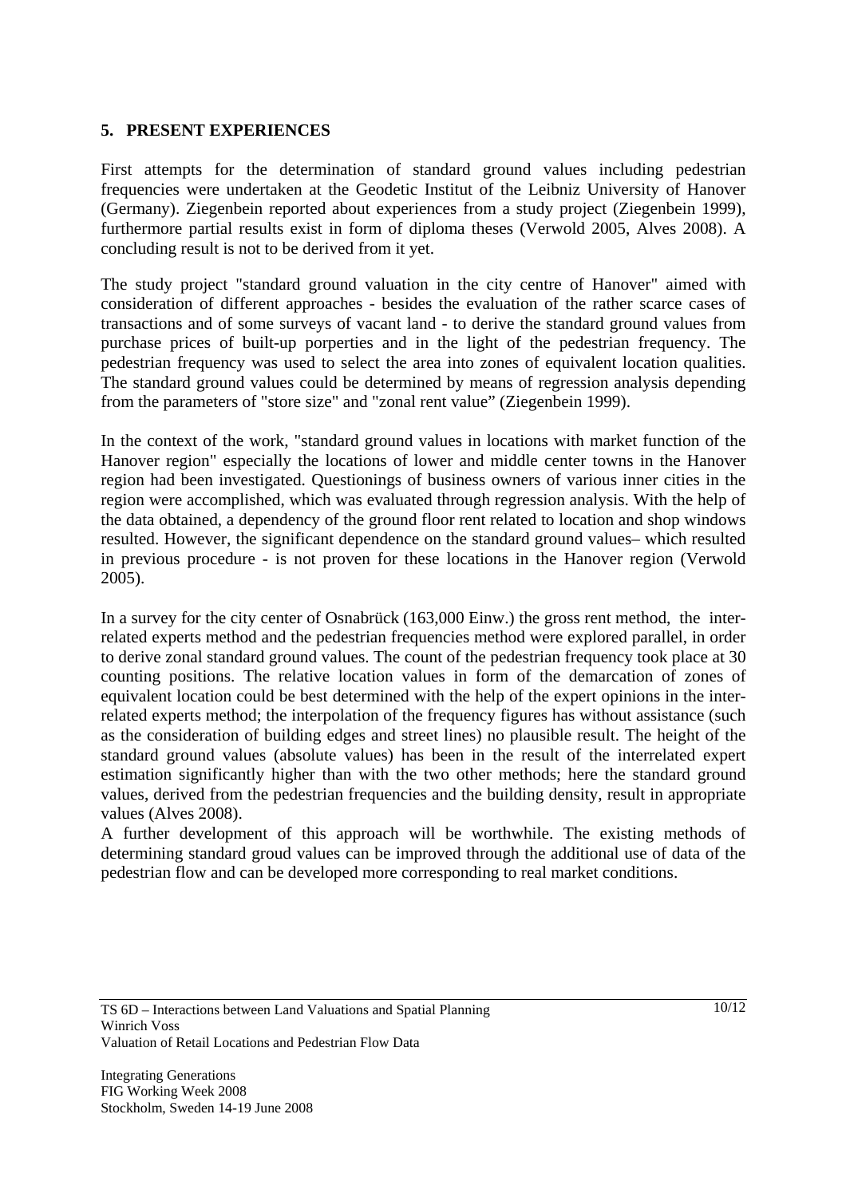## 5. PRESENT EXPERIENCES

First attempts for the determination of standard ground values including pedestrian frequencies were undertaken at the Geodetic Institut of the Leibniz University of Hanover (Germany). Ziegenbein reported about experiences from a study project (Ziegenbein 1999), furthermore partial results exist in form of diploma theses (Verwold 2005, Alves 2008). A concluding result is not to be derived from it yet.

The study project "standard ground valuation in the city centre of Hanover" aimed with consideration of different approaches - besides the evaluation of the rather scarce cases of transactions and of some surveys of vacant land - to derive the standard ground values from purchase prices of built-up porperties and in the light of the pedestrian frequency. The pedestrian frequency was used to select the area into zones of equivalent location qualities. The standard ground values could be determined by means of regression analysis depending from the parameters of "store size" and "zonal rent value" (Ziegenbein 1999).

In the context of the work, "standard ground values in locations with market function of the Hanover region" especially the locations of lower and middle center towns in the Hanover region had been investigated. Questionings of business owners of various inner cities in the region were accomplished, which was evaluated through regression analysis. With the help of the data obtained, a dependency of the ground floor rent related to location and shop windows resulted. However, the significant dependence on the standard ground values– which resulted in previous procedure - is not proven for these locations in the Hanover region (Verwold 2005).

In a survey for the city center of Osnabrück (163,000 Einw.) the gross rent method, the inter-related experts method and the pedestrian frequencies method were explored parallel, in order to derive zonal standard ground values. The count of the pedestrian frequency took place at 30 counting positions. The relative location values in form of the demarcation of zones of equivalent location could be best determined with the help of the expert opinions in the inter-related experts method; the interpolation of the frequency figures has without assistance (such as the consideration of building edges and street lines) no plausible result. The height of the standard ground values (absolute values) has been in the result of the interrelated expert estimation significantly higher than with the two other methods; here the standard ground values, derived from the pedestrian frequencies and the building density, result in appropriate values (Alves 2008).

A further development of this approach will be worthwhile. The existing methods of determining standard groud values can be improved through the additional use of data of the pedestrian flow and can be developed more corresponding to real market conditions.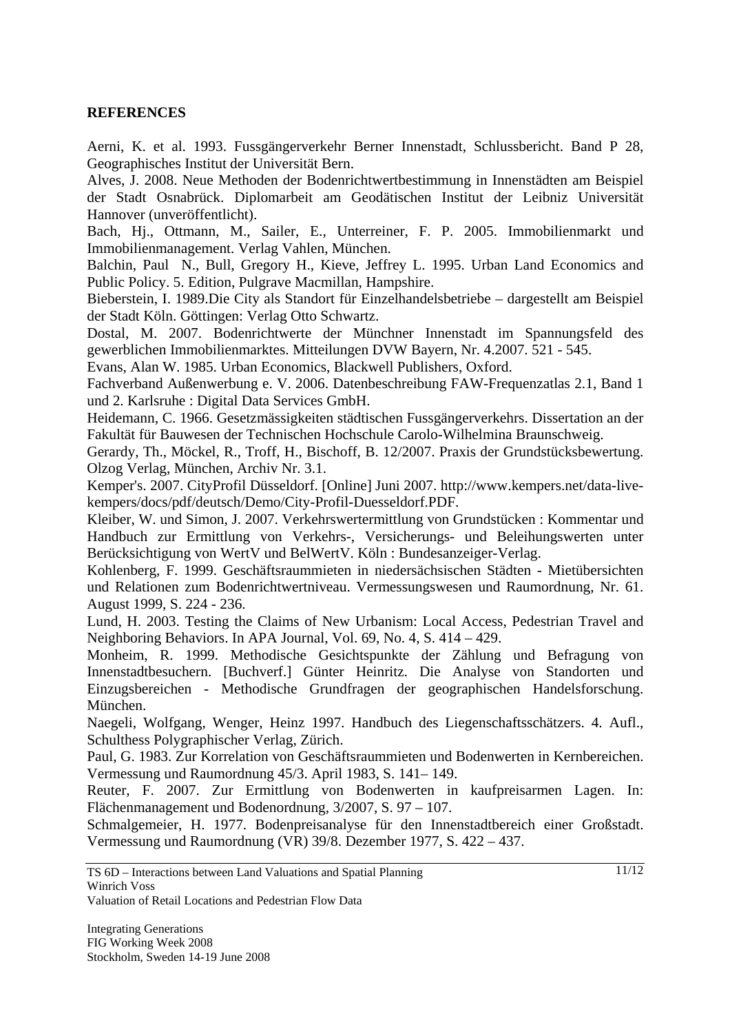**REFERENCES**

Aerni, K. et al. 1993. Fussgängerverkehr Berner Innenstadt, Schlussbericht. Band P 28, Geographisches Institut der Universität Bern.

Alves, J. 2008. Neue Methoden der Bodenrichtwertbestimmung in Innenstädten am Beispiel der Stadt Osnabrück. Diplomarbeit am Geodätischen Institut der Leibniz Universität Hannover (unveröffentlicht).

Bach, Hj., Ottmann, M., Sailer, E., Unterreiner, F. P. 2005. Immobilienmarkt und Immobilienmanagement. Verlag Vahlen, München.

Balchin, Paul N., Bull, Gregory H., Kieve, Jeffrey L. 1995. Urban Land Economics and Public Policy. 5. Edition, Pulgrave Macmillan, Hampshire.

Bieberstein, I. 1989.Die City als Standort für Einzelhandelsbetriebe – dargestellt am Beispiel der Stadt Köln. Göttingen: Verlag Otto Schwartz.

Dostal, M. 2007. Bodenrichtwerte der Münchner Innenstadt im Spannungsfeld des gewerblichen Immobilienmarktes. Mitteilungen DVW Bayern, Nr. 4.2007. 521 - 545.

Evans, Alan W. 1985. Urban Economics, Blackwell Publishers, Oxford.

Fachverband Außenwerbung e. V. 2006. Datenbeschreibung FAW-Frequenzatlas 2.1, Band 1 und 2. Karlsruhe : Digital Data Services GmbH.

Heidemann, C. 1966. Gesetzmässigkeiten städtischen Fussgängerverkehrs. Dissertation an der Fakultät für Bauwesen der Technischen Hochschule Carolo-Wilhelmina Braunschweig.

Gerardy, Th., Möckel, R., Troff, H., Bischoff, B. 12/2007. Praxis der Grundstücksbewertung. Olzog Verlag, München, Archiv Nr. 3.1.

Kemper's. 2007. CityProfil Düsseldorf. [Online] Juni 2007. http://www.kempers.net/data-live-kempers/docs/pdf/deutsch/Demo/City-Profil-Duesseldorf.PDF.

Kleiber, W. und Simon, J. 2007. Verkehrswertermittlung von Grundstücken : Kommentar und Handbuch zur Ermittlung von Verkehrs-, Versicherungs- und Beleihungswerten unter Berücksichtigung von WertV und BelWertV. Köln : Bundesanzeiger-Verlag.

Kohlenberg, F. 1999. Geschäftsraummieten in niedersächsischen Städten - Mietübersichten und Relationen zum Bodenrichtwertniveau. Vermessungswesen und Raumordnung, Nr. 61. August 1999, S. 224 - 236.

Lund, H. 2003. Testing the Claims of New Urbanism: Local Access, Pedestrian Travel and Neighboring Behaviors. In APA Journal, Vol. 69, No. 4, S. 414 – 429.

Monheim, R. 1999. Methodische Gesichtspunkte der Zählung und Befragung von Innenstadtbesuchern. [Buchverf.] Günter Heinritz. Die Analyse von Standorten und Einzugsbereichen - Methodische Grundfragen der geographischen Handelsforschung. München.

Naegeli, Wolfgang, Wenger, Heinz 1997. Handbuch des Liegenschaftsschätzers. 4. Aufl., Schulthess Polygraphischer Verlag, Zürich.

Paul, G. 1983. Zur Korrelation von Geschäftsraummieten und Bodenwerten in Kernbereichen. Vermessung und Raumordnung 45/3. April 1983, S. 141– 149.

Reuter, F. 2007. Zur Ermittlung von Bodenwerten in kaufpreisarmen Lagen. In: Flächenmanagement und Bodenordnung, 3/2007, S. 97 – 107.

Schmalgemeier, H. 1977. Bodenpreisanalyse für den Innenstadtbereich einer Großstadt. Vermessung und Raumordnung (VR) 39/8. Dezember 1977, S. 422 – 437.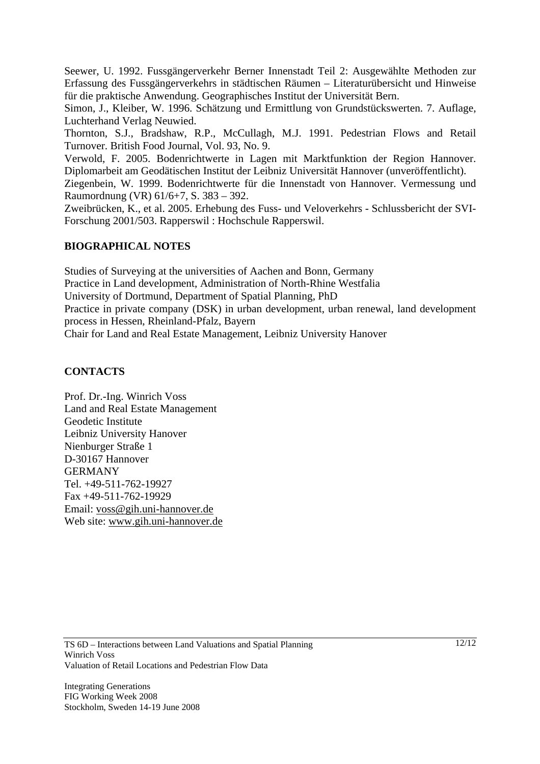Seewer, U. 1992. Fussgängerverkehr Berner Innenstadt Teil 2: Ausgewählte Methoden zur Erfassung des Fussgängerverkehrs in städtischen Räumen – Literaturübersicht und Hinweise für die praktische Anwendung. Geographisches Institut der Universität Bern.

Simon, J., Kleiber, W. 1996. Schätzung und Ermittlung von Grundstückswerten. 7. Auflage, Luchterhand Verlag Neuwied.

Thornton, S.J., Bradshaw, R.P., McCullagh, M.J. 1991. Pedestrian Flows and Retail Turnover. British Food Journal, Vol. 93, No. 9.

Verwold, F. 2005. Bodenrichtwerte in Lagen mit Marktfunktion der Region Hannover. Diplomarbeit am Geodätischen Institut der Leibniz Universität Hannover (unveröffentlicht).

Ziegenbein, W. 1999. Bodenrichtwerte für die Innenstadt von Hannover. Vermessung und Raumordnung (VR) 61/6+7, S. 383 – 392.

Zweibrücken, K., et al. 2005. Erhebung des Fuss- und Veloverkehrs - Schlussbericht der SVI-Forschung 2001/503. Rapperswil : Hochschule Rapperswil.

## BIOGRAPHICAL NOTES

Studies of Surveying at the universities of Aachen and Bonn, Germany
Practice in Land development, Administration of North-Rhine Westfalia
University of Dortmund, Department of Spatial Planning, PhD
Practice in private company (DSK) in urban development, urban renewal, land development process in Hessen, Rheinland-Pfalz, Bayern
Chair for Land and Real Estate Management, Leibniz University Hanover

## CONTACTS

Prof. Dr.-Ing. Winrich Voss
Land and Real Estate Management
Geodetic Institute
Leibniz University Hanover
Nienburger Straße 1
D-30167 Hannover
GERMANY
Tel. +49-511-762-19927
Fax +49-511-762-19929
Email: voss@gih.uni-hannover.de
Web site: www.gih.uni-hannover.de